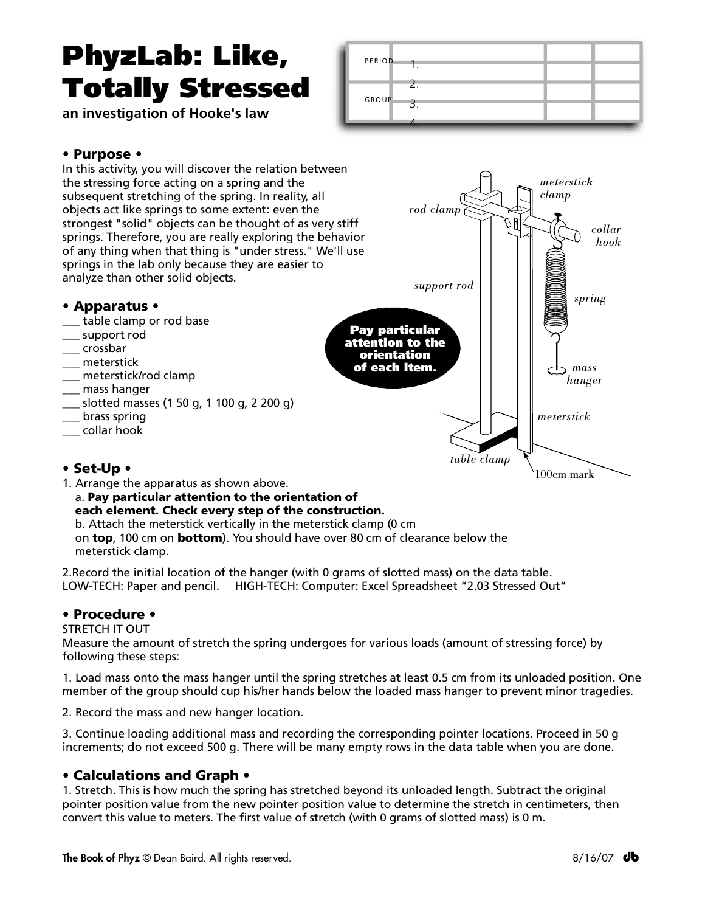# PhyzLab: Like, Totally Stressed

**an investigation of Hooke's law**

| PERIOD | 1. | | |
|---|---|---|---|
| | 2. | | |
| GROUP | 3. | | |
| | 4. | | |

## • Purpose •

In this activity, you will discover the relation between the stressing force acting on a spring and the subsequent stretching of the spring. In reality, all objects act like springs to some extent: even the strongest "solid" objects can be thought of as very stiff springs. Therefore, you are really exploring the behavior of any thing when that thing is "under stress." We'll use springs in the lab only because they are easier to analyze than other solid objects.

## • Apparatus •

___ table clamp or rod base
___ support rod
___ crossbar
___ meterstick
___ meterstick/rod clamp
___ mass hanger
___ slotted masses (1 50 g, 1 100 g, 2 200 g)
___ brass spring
___ collar hook

*meterstick clamp*
*rod clamp*
*collar hook*
*support rod*
*spring*
*mass hanger*
*meterstick*
*table clamp*
100cm mark

**Pay particular attention to the orientation of each item.**

## • Set-Up •

1. Arrange the apparatus as shown above.
   a. **Pay particular attention to the orientation of each element. Check every step of the construction.**
   b. Attach the meterstick vertically in the meterstick clamp (0 cm on **top**, 100 cm on **bottom**). You should have over 80 cm of clearance below the meterstick clamp.

2.Record the initial location of the hanger (with 0 grams of slotted mass) on the data table.
LOW-TECH: Paper and pencil. HIGH-TECH: Computer: Excel Spreadsheet "2.03 Stressed Out"

## • Procedure •

STRETCH IT OUT
Measure the amount of stretch the spring undergoes for various loads (amount of stressing force) by following these steps:

1. Load mass onto the mass hanger until the spring stretches at least 0.5 cm from its unloaded position. One member of the group should cup his/her hands below the loaded mass hanger to prevent minor tragedies.

2. Record the mass and new hanger location.

3. Continue loading additional mass and recording the corresponding pointer locations. Proceed in 50 g increments; do not exceed 500 g. There will be many empty rows in the data table when you are done.

## • Calculations and Graph •

1. Stretch. This is how much the spring has stretched beyond its unloaded length. Subtract the original pointer position value from the new pointer position value to determine the stretch in centimeters, then convert this value to meters. The first value of stretch (with 0 grams of slotted mass) is 0 m.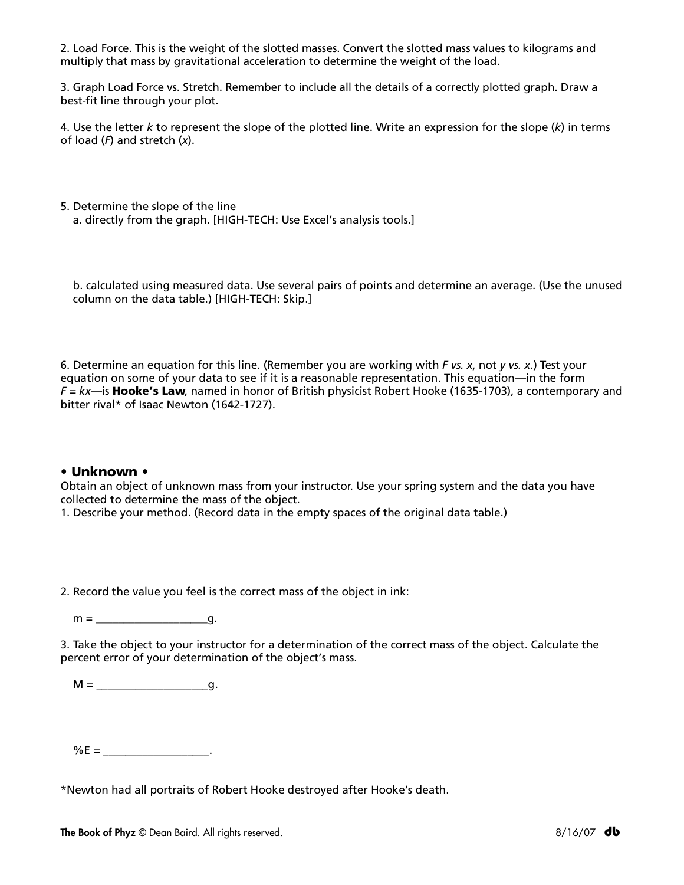2. Load Force. This is the weight of the slotted masses. Convert the slotted mass values to kilograms and multiply that mass by gravitational acceleration to determine the weight of the load.

3. Graph Load Force vs. Stretch. Remember to include all the details of a correctly plotted graph. Draw a best-fit line through your plot.

4. Use the letter $k$ to represent the slope of the plotted line. Write an expression for the slope ($k$) in terms of load ($F$) and stretch ($x$).

5. Determine the slope of the line

   a. directly from the graph. [HIGH-TECH: Use Excel's analysis tools.]

   b. calculated using measured data. Use several pairs of points and determine an average. (Use the unused column on the data table.) [HIGH-TECH: Skip.]

6. Determine an equation for this line. (Remember you are working with $F$ *vs.* $x$, not $y$ *vs.* $x$.) Test your equation on some of your data to see if it is a reasonable representation. This equation—in the form $F = kx$—is **Hooke's Law**, named in honor of British physicist Robert Hooke (1635-1703), a contemporary and bitter rival* of Isaac Newton (1642-1727).

## • Unknown •

Obtain an object of unknown mass from your instructor. Use your spring system and the data you have collected to determine the mass of the object.

1. Describe your method. (Record data in the empty spaces of the original data table.)

2. Record the value you feel is the correct mass of the object in ink:

   m = ____________________g.

3. Take the object to your instructor for a determination of the correct mass of the object. Calculate the percent error of your determination of the object's mass.

   M = ____________________g.

   %E = ____________________.

*Newton had all portraits of Robert Hooke destroyed after Hooke's death.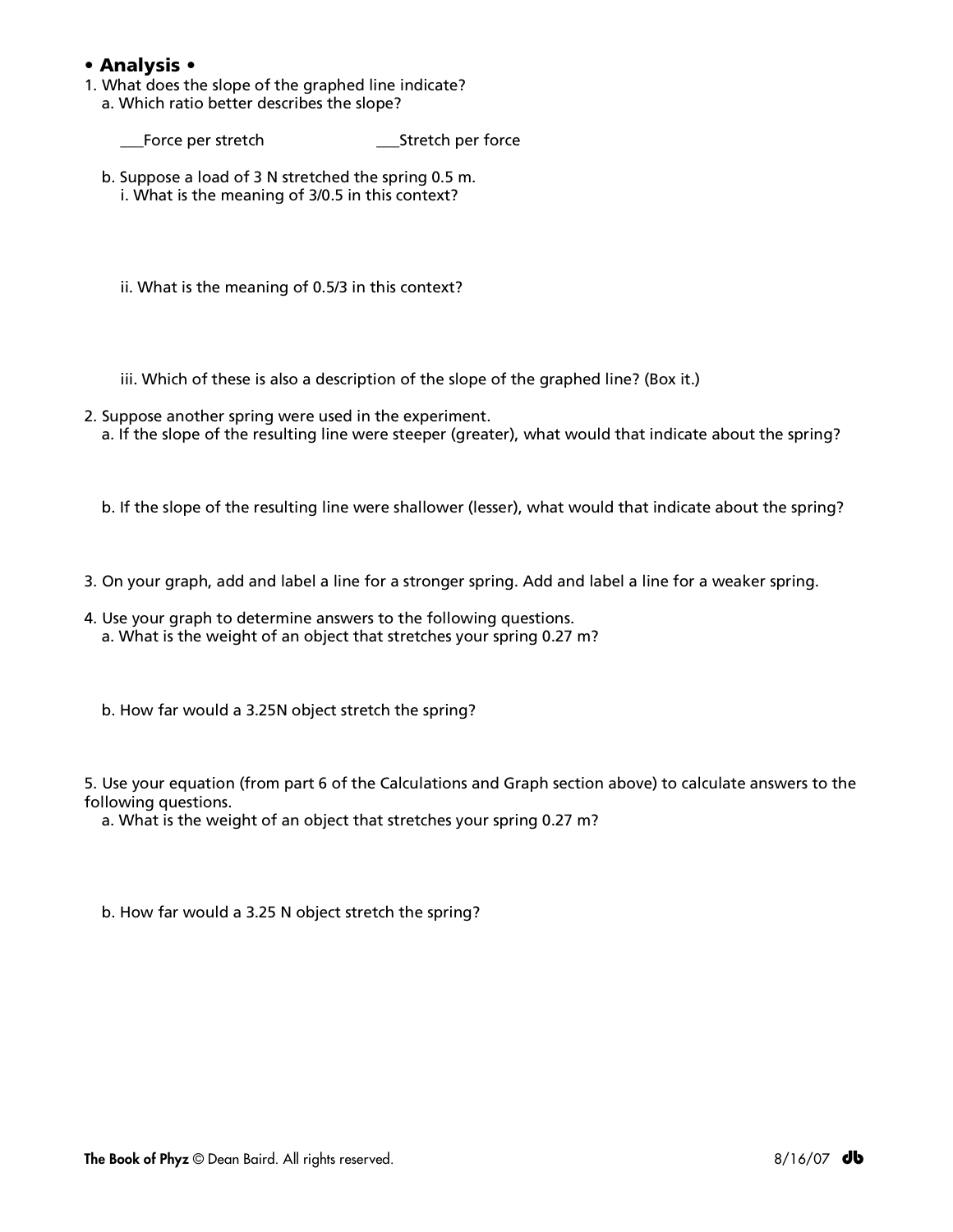## • Analysis •

1. What does the slope of the graphed line indicate?
   a. Which ratio better describes the slope?

   ___Force per stretch ___Stretch per force

   b. Suppose a load of 3 N stretched the spring 0.5 m.
      i. What is the meaning of 3/0.5 in this context?

      ii. What is the meaning of 0.5/3 in this context?

      iii. Which of these is also a description of the slope of the graphed line? (Box it.)

2. Suppose another spring were used in the experiment.
   a. If the slope of the resulting line were steeper (greater), what would that indicate about the spring?

   b. If the slope of the resulting line were shallower (lesser), what would that indicate about the spring?

3. On your graph, add and label a line for a stronger spring. Add and label a line for a weaker spring.

4. Use your graph to determine answers to the following questions.
   a. What is the weight of an object that stretches your spring 0.27 m?

   b. How far would a 3.25N object stretch the spring?

5. Use your equation (from part 6 of the Calculations and Graph section above) to calculate answers to the following questions.
   a. What is the weight of an object that stretches your spring 0.27 m?

   b. How far would a 3.25 N object stretch the spring?